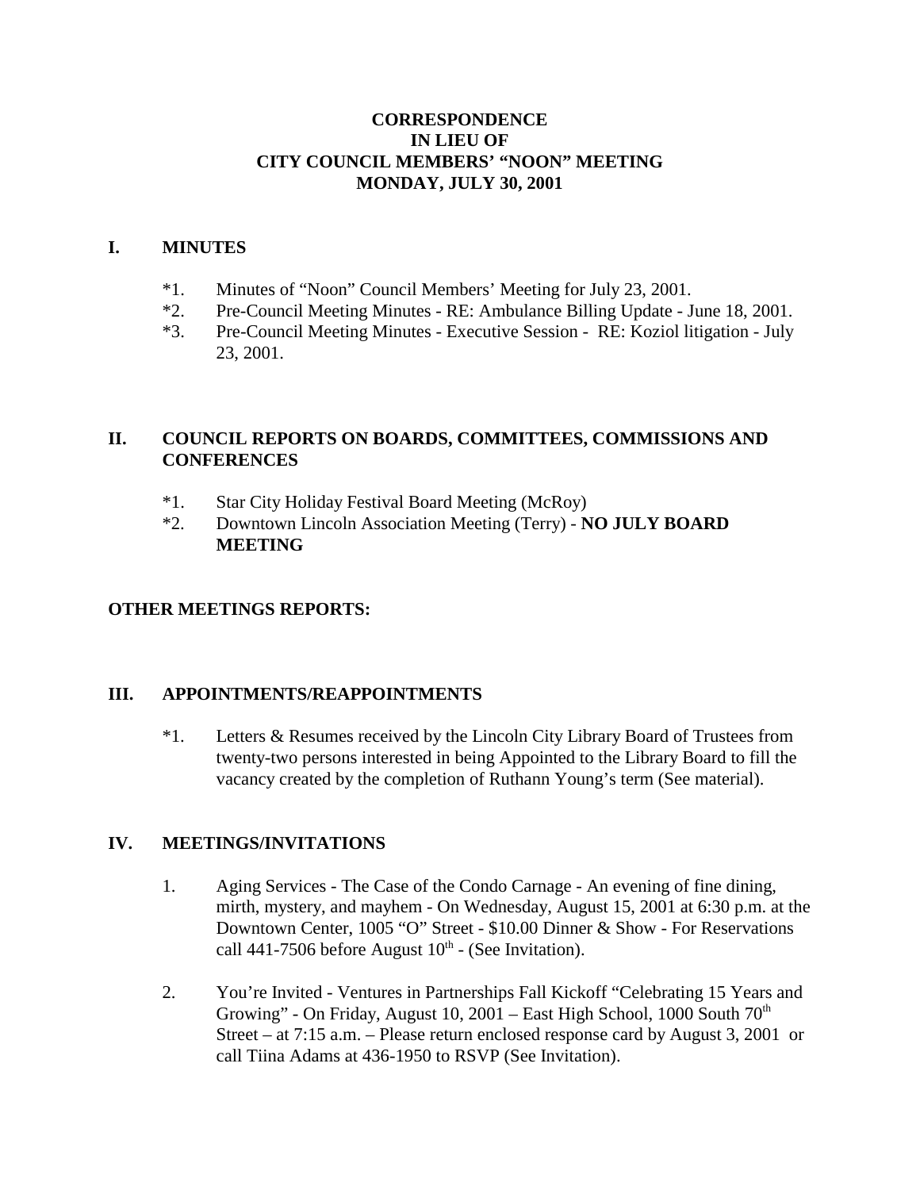# CORRESPONDENCE
# IN LIEU OF
# CITY COUNCIL MEMBERS' "NOON" MEETING
# MONDAY, JULY 30, 2001

## I. MINUTES

*1. Minutes of "Noon" Council Members' Meeting for July 23, 2001.

*2. Pre-Council Meeting Minutes - RE: Ambulance Billing Update - June 18, 2001.

*3. Pre-Council Meeting Minutes - Executive Session - RE: Koziol litigation - July 23, 2001.

## II. COUNCIL REPORTS ON BOARDS, COMMITTEES, COMMISSIONS AND CONFERENCES

*1. Star City Holiday Festival Board Meeting (McRoy)

*2. Downtown Lincoln Association Meeting (Terry) - **NO JULY BOARD MEETING**

## OTHER MEETINGS REPORTS:

## III. APPOINTMENTS/REAPPOINTMENTS

*1. Letters & Resumes received by the Lincoln City Library Board of Trustees from twenty-two persons interested in being Appointed to the Library Board to fill the vacancy created by the completion of Ruthann Young's term (See material).

## IV. MEETINGS/INVITATIONS

1. Aging Services - The Case of the Condo Carnage - An evening of fine dining, mirth, mystery, and mayhem - On Wednesday, August 15, 2001 at 6:30 p.m. at the Downtown Center, 1005 "O" Street - $10.00 Dinner & Show - For Reservations call 441-7506 before August 10th - (See Invitation).

2. You're Invited - Ventures in Partnerships Fall Kickoff "Celebrating 15 Years and Growing" - On Friday, August 10, 2001 – East High School, 1000 South 70th Street – at 7:15 a.m. – Please return enclosed response card by August 3, 2001 or call Tiina Adams at 436-1950 to RSVP (See Invitation).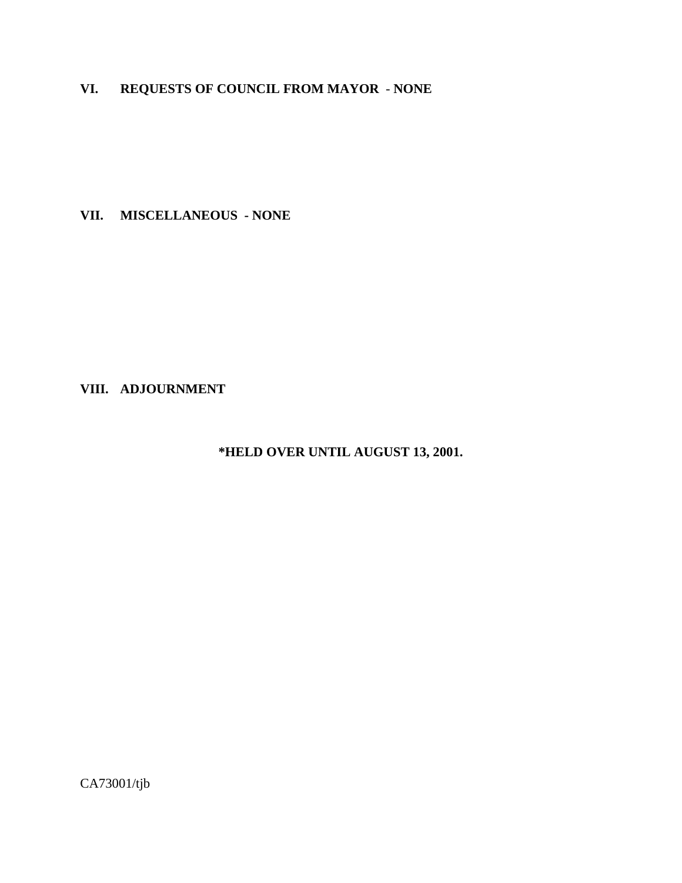**VI. REQUESTS OF COUNCIL FROM MAYOR - NONE**

**VII. MISCELLANEOUS - NONE**

**VIII. ADJOURNMENT**

**\*HELD OVER UNTIL AUGUST 13, 2001.**

CA73001/tjb